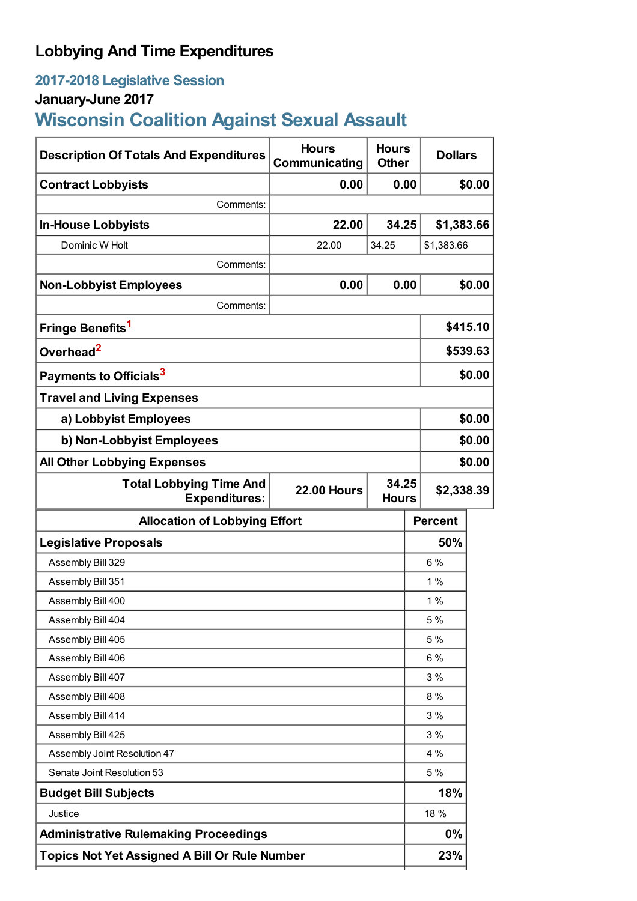# Lobbying And Time Expenditures

## 2017-2018 Legislative Session

### January-June 2017

## Wisconsin Coalition Against Sexual Assault

| Description Of Totals And Expenditures | Hours Communicating | Hours Other | Dollars |
|---|---|---|---|
| **Contract Lobbyists** | **0.00** | **0.00** | **$0.00** |
| Comments: | | | |
| **In-House Lobbyists** | **22.00** | **34.25** | **$1,383.66** |
| Dominic W Holt | 22.00 | 34.25 | $1,383.66 |
| Comments: | | | |
| **Non-Lobbyist Employees** | **0.00** | **0.00** | **$0.00** |
| Comments: | | | |
| **Fringe Benefits**[1] | | | **$415.10** |
| **Overhead**[2] | | | **$539.63** |
| **Payments to Officials**[3] | | | **$0.00** |
| **Travel and Living Expenses** | | | |
| **a) Lobbyist Employees** | | | **$0.00** |
| **b) Non-Lobbyist Employees** | | | **$0.00** |
| **All Other Lobbying Expenses** | | | **$0.00** |
| **Total Lobbying Time And Expenditures:** | **22.00 Hours** | **34.25 Hours** | **$2,338.39** |

| Allocation of Lobbying Effort | Percent |
|---|---|
| **Legislative Proposals** | **50%** |
| Assembly Bill 329 | 6 % |
| Assembly Bill 351 | 1 % |
| Assembly Bill 400 | 1 % |
| Assembly Bill 404 | 5 % |
| Assembly Bill 405 | 5 % |
| Assembly Bill 406 | 6 % |
| Assembly Bill 407 | 3 % |
| Assembly Bill 408 | 8 % |
| Assembly Bill 414 | 3 % |
| Assembly Bill 425 | 3 % |
| Assembly Joint Resolution 47 | 4 % |
| Senate Joint Resolution 53 | 5 % |
| **Budget Bill Subjects** | **18%** |
| Justice | 18 % |
| **Administrative Rulemaking Proceedings** | **0%** |
| **Topics Not Yet Assigned A Bill Or Rule Number** | **23%** |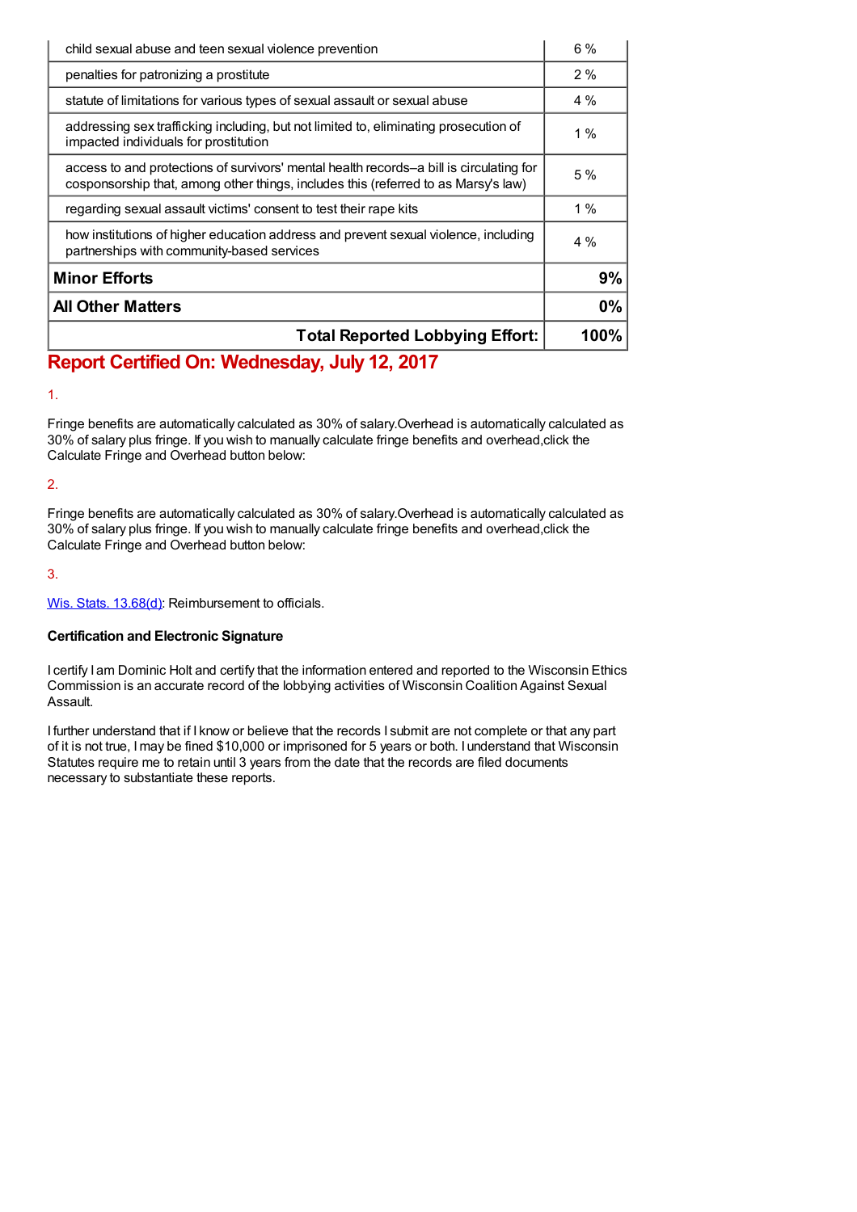| | |
|---|---|
| child sexual abuse and teen sexual violence prevention | 6 % |
| penalties for patronizing a prostitute | 2 % |
| statute of limitations for various types of sexual assault or sexual abuse | 4 % |
| addressing sex trafficking including, but not limited to, eliminating prosecution of impacted individuals for prostitution | 1 % |
| access to and protections of survivors' mental health records–a bill is circulating for cosponsorship that, among other things, includes this (referred to as Marsy's law) | 5 % |
| regarding sexual assault victims' consent to test their rape kits | 1 % |
| how institutions of higher education address and prevent sexual violence, including partnerships with community-based services | 4 % |
| **Minor Efforts** | **9%** |
| **All Other Matters** | **0%** |
| **Total Reported Lobbying Effort:** | **100%** |

## Report Certified On: Wednesday, July 12, 2017

1.

Fringe benefits are automatically calculated as 30% of salary.Overhead is automatically calculated as 30% of salary plus fringe. If you wish to manually calculate fringe benefits and overhead,click the Calculate Fringe and Overhead button below:

2.

Fringe benefits are automatically calculated as 30% of salary.Overhead is automatically calculated as 30% of salary plus fringe. If you wish to manually calculate fringe benefits and overhead,click the Calculate Fringe and Overhead button below:

3.

Wis. Stats. 13.68(d): Reimbursement to officials.

**Certification and Electronic Signature**

I certify I am Dominic Holt and certify that the information entered and reported to the Wisconsin Ethics Commission is an accurate record of the lobbying activities of Wisconsin Coalition Against Sexual Assault.

I further understand that if I know or believe that the records I submit are not complete or that any part of it is not true, I may be fined $10,000 or imprisoned for 5 years or both. I understand that Wisconsin Statutes require me to retain until 3 years from the date that the records are filed documents necessary to substantiate these reports.